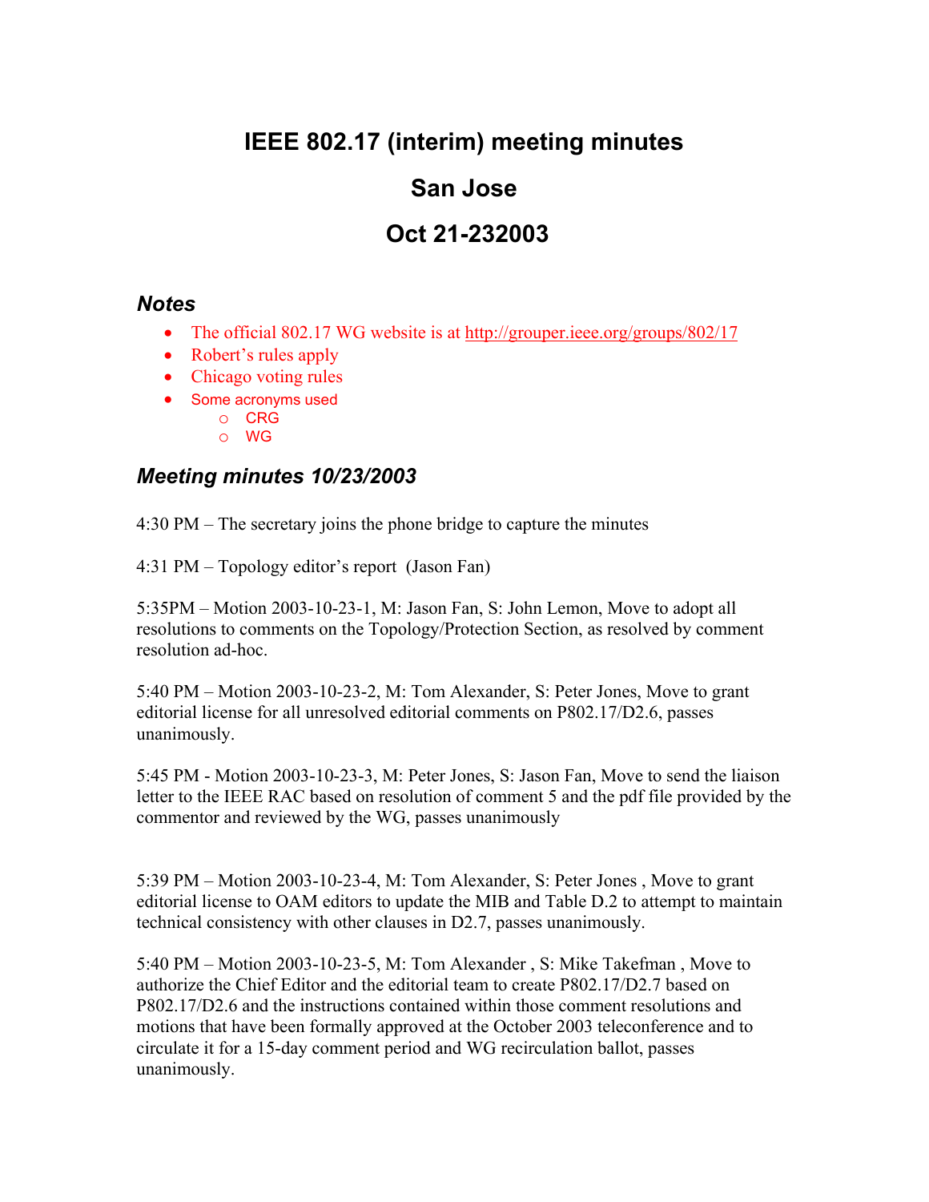# IEEE 802.17 (interim) meeting minutes

# San Jose

# Oct 21-232003

## *Notes*

- The official 802.17 WG website is at http://grouper.ieee.org/groups/802/17
- Robert's rules apply
- Chicago voting rules
- Some acronyms used
  - CRG
  - WG

## *Meeting minutes 10/23/2003*

4:30 PM – The secretary joins the phone bridge to capture the minutes

4:31 PM – Topology editor's report (Jason Fan)

5:35PM – Motion 2003-10-23-1, M: Jason Fan, S: John Lemon, Move to adopt all resolutions to comments on the Topology/Protection Section, as resolved by comment resolution ad-hoc.

5:40 PM – Motion 2003-10-23-2, M: Tom Alexander, S: Peter Jones, Move to grant editorial license for all unresolved editorial comments on P802.17/D2.6, passes unanimously.

5:45 PM - Motion 2003-10-23-3, M: Peter Jones, S: Jason Fan, Move to send the liaison letter to the IEEE RAC based on resolution of comment 5 and the pdf file provided by the commentor and reviewed by the WG, passes unanimously

5:39 PM – Motion 2003-10-23-4, M: Tom Alexander, S: Peter Jones , Move to grant editorial license to OAM editors to update the MIB and Table D.2 to attempt to maintain technical consistency with other clauses in D2.7, passes unanimously.

5:40 PM – Motion 2003-10-23-5, M: Tom Alexander , S: Mike Takefman , Move to authorize the Chief Editor and the editorial team to create P802.17/D2.7 based on P802.17/D2.6 and the instructions contained within those comment resolutions and motions that have been formally approved at the October 2003 teleconference and to circulate it for a 15-day comment period and WG recirculation ballot, passes unanimously.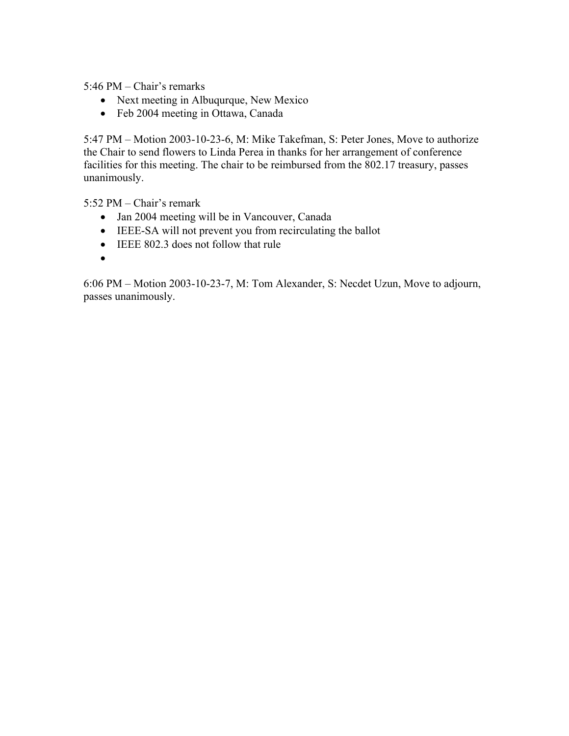5:46 PM – Chair's remarks

- Next meeting in Albuqurque, New Mexico
- Feb 2004 meeting in Ottawa, Canada

5:47 PM – Motion 2003-10-23-6, M: Mike Takefman, S: Peter Jones, Move to authorize the Chair to send flowers to Linda Perea in thanks for her arrangement of conference facilities for this meeting. The chair to be reimbursed from the 802.17 treasury, passes unanimously.

5:52 PM – Chair's remark

- Jan 2004 meeting will be in Vancouver, Canada
- IEEE-SA will not prevent you from recirculating the ballot
- IEEE 802.3 does not follow that rule
- 

6:06 PM – Motion 2003-10-23-7, M: Tom Alexander, S: Necdet Uzun, Move to adjourn, passes unanimously.